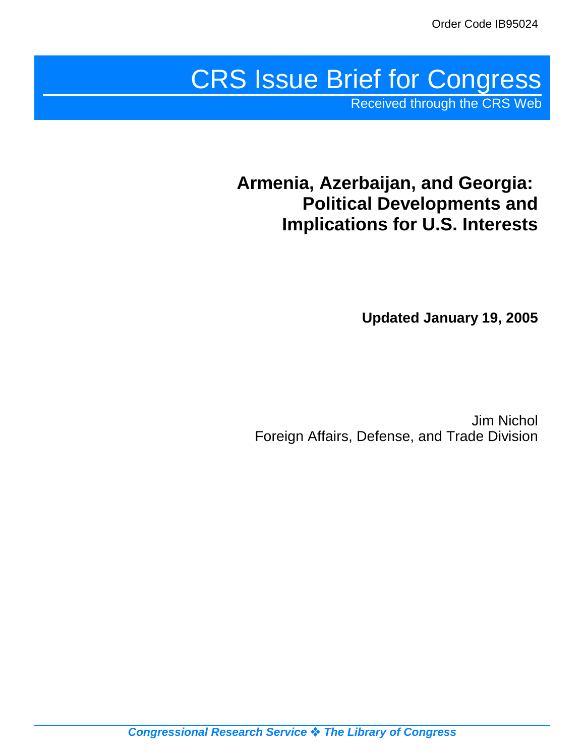Order Code IB95024

# CRS Issue Brief for Congress

Received through the CRS Web

## Armenia, Azerbaijan, and Georgia: Political Developments and Implications for U.S. Interests

**Updated January 19, 2005**

Jim Nichol
Foreign Affairs, Defense, and Trade Division

***Congressional Research Service ❖ The Library of Congress***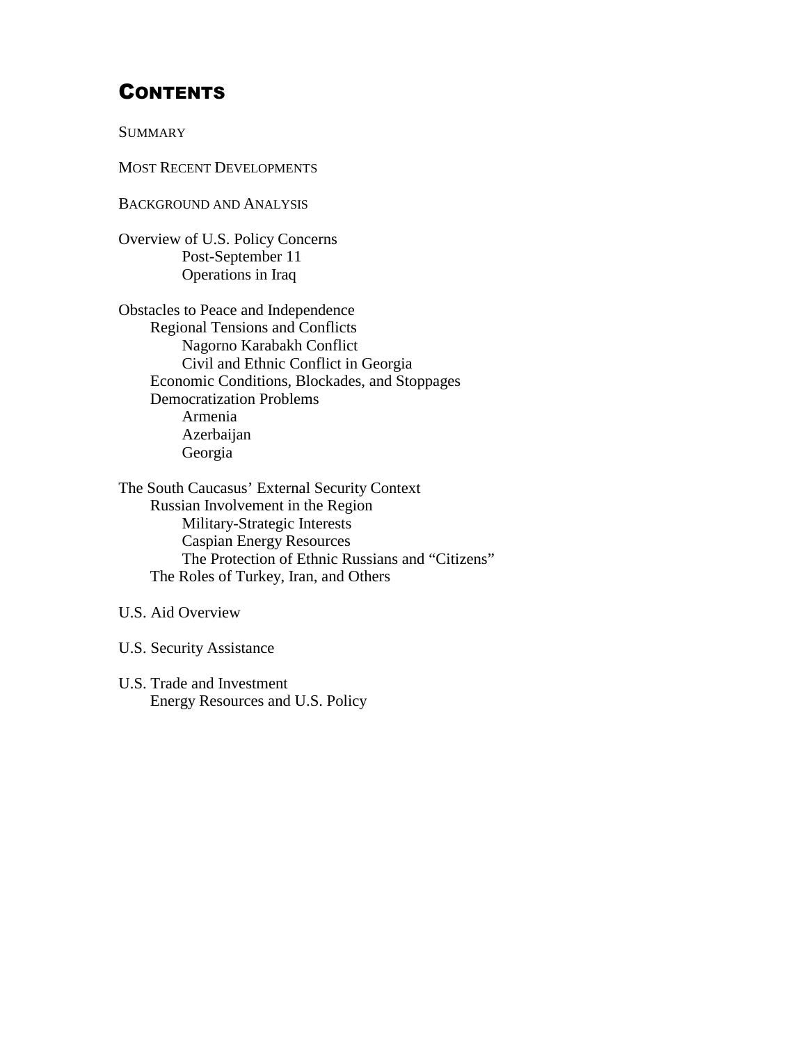# Contents

SUMMARY

MOST RECENT DEVELOPMENTS

BACKGROUND AND ANALYSIS

Overview of U.S. Policy Concerns
- Post-September 11
- Operations in Iraq

Obstacles to Peace and Independence
- Regional Tensions and Conflicts
  - Nagorno Karabakh Conflict
  - Civil and Ethnic Conflict in Georgia
- Economic Conditions, Blockades, and Stoppages
- Democratization Problems
  - Armenia
  - Azerbaijan
  - Georgia

The South Caucasus' External Security Context
- Russian Involvement in the Region
  - Military-Strategic Interests
  - Caspian Energy Resources
  - The Protection of Ethnic Russians and "Citizens"
- The Roles of Turkey, Iran, and Others

U.S. Aid Overview

U.S. Security Assistance

U.S. Trade and Investment
- Energy Resources and U.S. Policy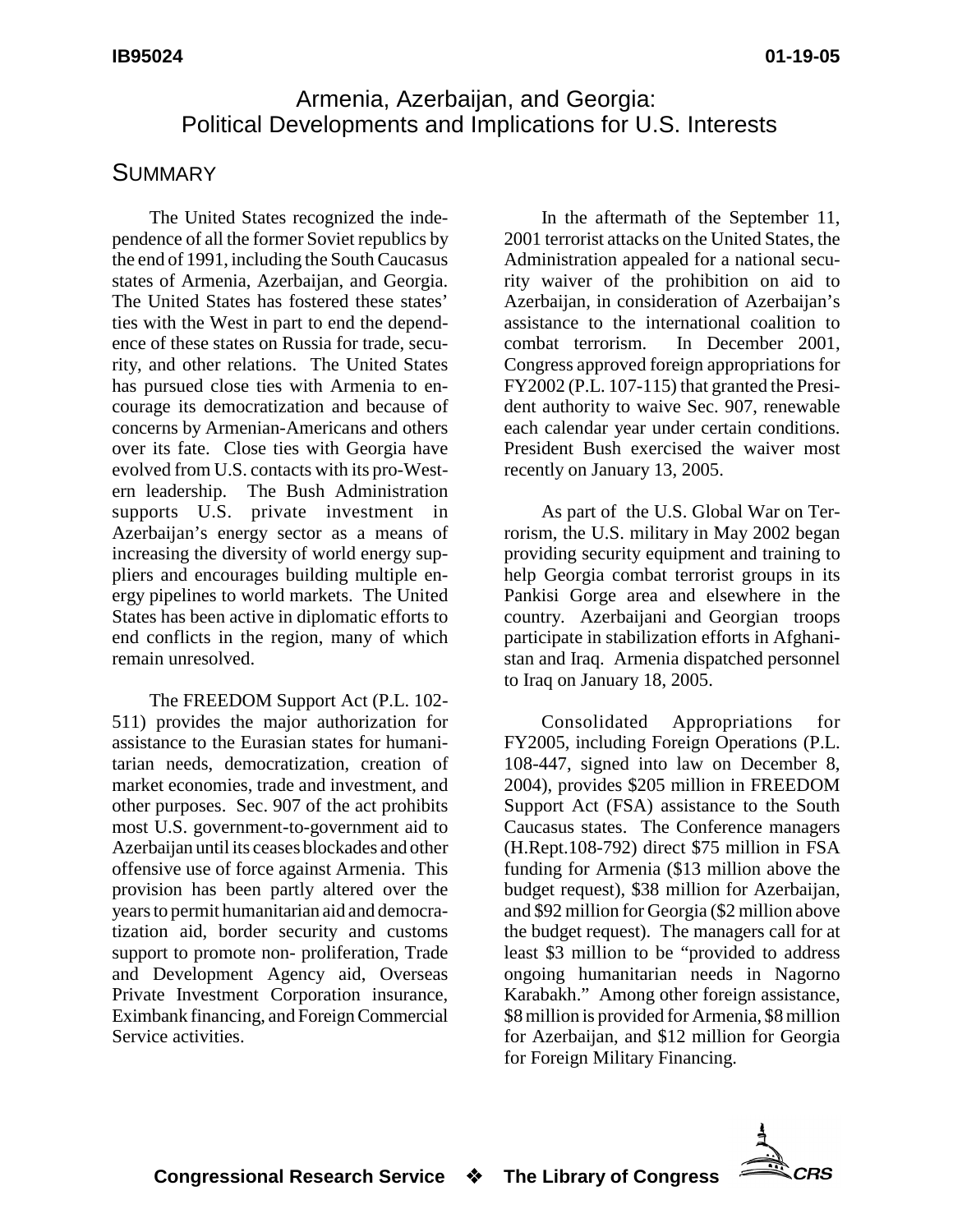# Armenia, Azerbaijan, and Georgia: Political Developments and Implications for U.S. Interests

## SUMMARY

The United States recognized the independence of all the former Soviet republics by the end of 1991, including the South Caucasus states of Armenia, Azerbaijan, and Georgia. The United States has fostered these states' ties with the West in part to end the dependence of these states on Russia for trade, security, and other relations. The United States has pursued close ties with Armenia to encourage its democratization and because of concerns by Armenian-Americans and others over its fate. Close ties with Georgia have evolved from U.S. contacts with its pro-Western leadership. The Bush Administration supports U.S. private investment in Azerbaijan's energy sector as a means of increasing the diversity of world energy suppliers and encourages building multiple energy pipelines to world markets. The United States has been active in diplomatic efforts to end conflicts in the region, many of which remain unresolved.

The FREEDOM Support Act (P.L. 102-511) provides the major authorization for assistance to the Eurasian states for humanitarian needs, democratization, creation of market economies, trade and investment, and other purposes. Sec. 907 of the act prohibits most U.S. government-to-government aid to Azerbaijan until its ceases blockades and other offensive use of force against Armenia. This provision has been partly altered over the years to permit humanitarian aid and democratization aid, border security and customs support to promote non- proliferation, Trade and Development Agency aid, Overseas Private Investment Corporation insurance, Eximbank financing, and Foreign Commercial Service activities.

In the aftermath of the September 11, 2001 terrorist attacks on the United States, the Administration appealed for a national security waiver of the prohibition on aid to Azerbaijan, in consideration of Azerbaijan's assistance to the international coalition to combat terrorism. In December 2001, Congress approved foreign appropriations for FY2002 (P.L. 107-115) that granted the President authority to waive Sec. 907, renewable each calendar year under certain conditions. President Bush exercised the waiver most recently on January 13, 2005.

As part of the U.S. Global War on Terrorism, the U.S. military in May 2002 began providing security equipment and training to help Georgia combat terrorist groups in its Pankisi Gorge area and elsewhere in the country. Azerbaijani and Georgian troops participate in stabilization efforts in Afghanistan and Iraq. Armenia dispatched personnel to Iraq on January 18, 2005.

Consolidated Appropriations for FY2005, including Foreign Operations (P.L. 108-447, signed into law on December 8, 2004), provides $205 million in FREEDOM Support Act (FSA) assistance to the South Caucasus states. The Conference managers (H.Rept.108-792) direct $75 million in FSA funding for Armenia ($13 million above the budget request), $38 million for Azerbaijan, and $92 million for Georgia ($2 million above the budget request). The managers call for at least $3 million to be "provided to address ongoing humanitarian needs in Nagorno Karabakh." Among other foreign assistance, $8 million is provided for Armenia, $8 million for Azerbaijan, and $12 million for Georgia for Foreign Military Financing.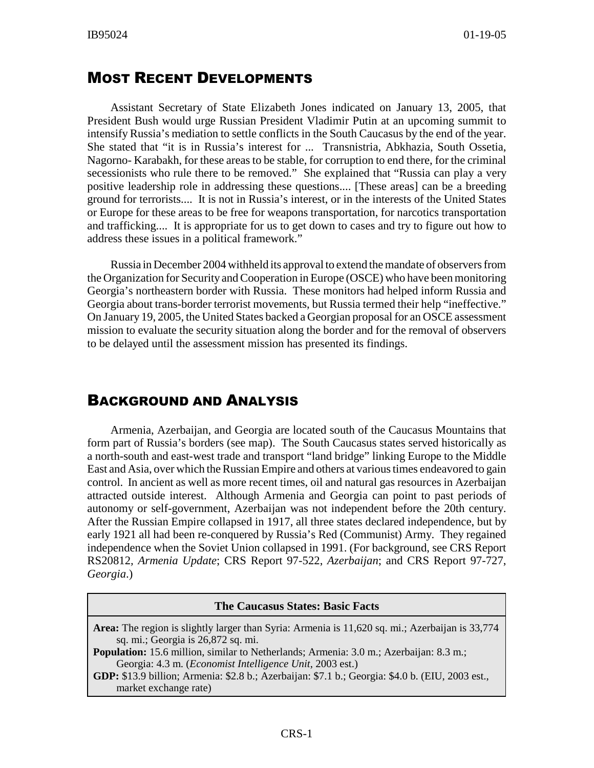## Most Recent Developments

Assistant Secretary of State Elizabeth Jones indicated on January 13, 2005, that President Bush would urge Russian President Vladimir Putin at an upcoming summit to intensify Russia's mediation to settle conflicts in the South Caucasus by the end of the year. She stated that "it is in Russia's interest for ... Transnistria, Abkhazia, South Ossetia, Nagorno- Karabakh, for these areas to be stable, for corruption to end there, for the criminal secessionists who rule there to be removed." She explained that "Russia can play a very positive leadership role in addressing these questions.... [These areas] can be a breeding ground for terrorists.... It is not in Russia's interest, or in the interests of the United States or Europe for these areas to be free for weapons transportation, for narcotics transportation and trafficking.... It is appropriate for us to get down to cases and try to figure out how to address these issues in a political framework."

Russia in December 2004 withheld its approval to extend the mandate of observers from the Organization for Security and Cooperation in Europe (OSCE) who have been monitoring Georgia's northeastern border with Russia. These monitors had helped inform Russia and Georgia about trans-border terrorist movements, but Russia termed their help "ineffective." On January 19, 2005, the United States backed a Georgian proposal for an OSCE assessment mission to evaluate the security situation along the border and for the removal of observers to be delayed until the assessment mission has presented its findings.

## Background and Analysis

Armenia, Azerbaijan, and Georgia are located south of the Caucasus Mountains that form part of Russia's borders (see map). The South Caucasus states served historically as a north-south and east-west trade and transport "land bridge" linking Europe to the Middle East and Asia, over which the Russian Empire and others at various times endeavored to gain control. In ancient as well as more recent times, oil and natural gas resources in Azerbaijan attracted outside interest. Although Armenia and Georgia can point to past periods of autonomy or self-government, Azerbaijan was not independent before the 20th century. After the Russian Empire collapsed in 1917, all three states declared independence, but by early 1921 all had been re-conquered by Russia's Red (Communist) Army. They regained independence when the Soviet Union collapsed in 1991. (For background, see CRS Report RS20812, *Armenia Update*; CRS Report 97-522, *Azerbaijan*; and CRS Report 97-727, *Georgia*.)

| The Caucasus States: Basic Facts |
|---|
| **Area:** The region is slightly larger than Syria: Armenia is 11,620 sq. mi.; Azerbaijan is 33,774 sq. mi.; Georgia is 26,872 sq. mi. |
| **Population:** 15.6 million, similar to Netherlands; Armenia: 3.0 m.; Azerbaijan: 8.3 m.; Georgia: 4.3 m. (*Economist Intelligence Unit*, 2003 est.) |
| **GDP:** $13.9 billion; Armenia: $2.8 b.; Azerbaijan: $7.1 b.; Georgia: $4.0 b. (EIU, 2003 est., market exchange rate) |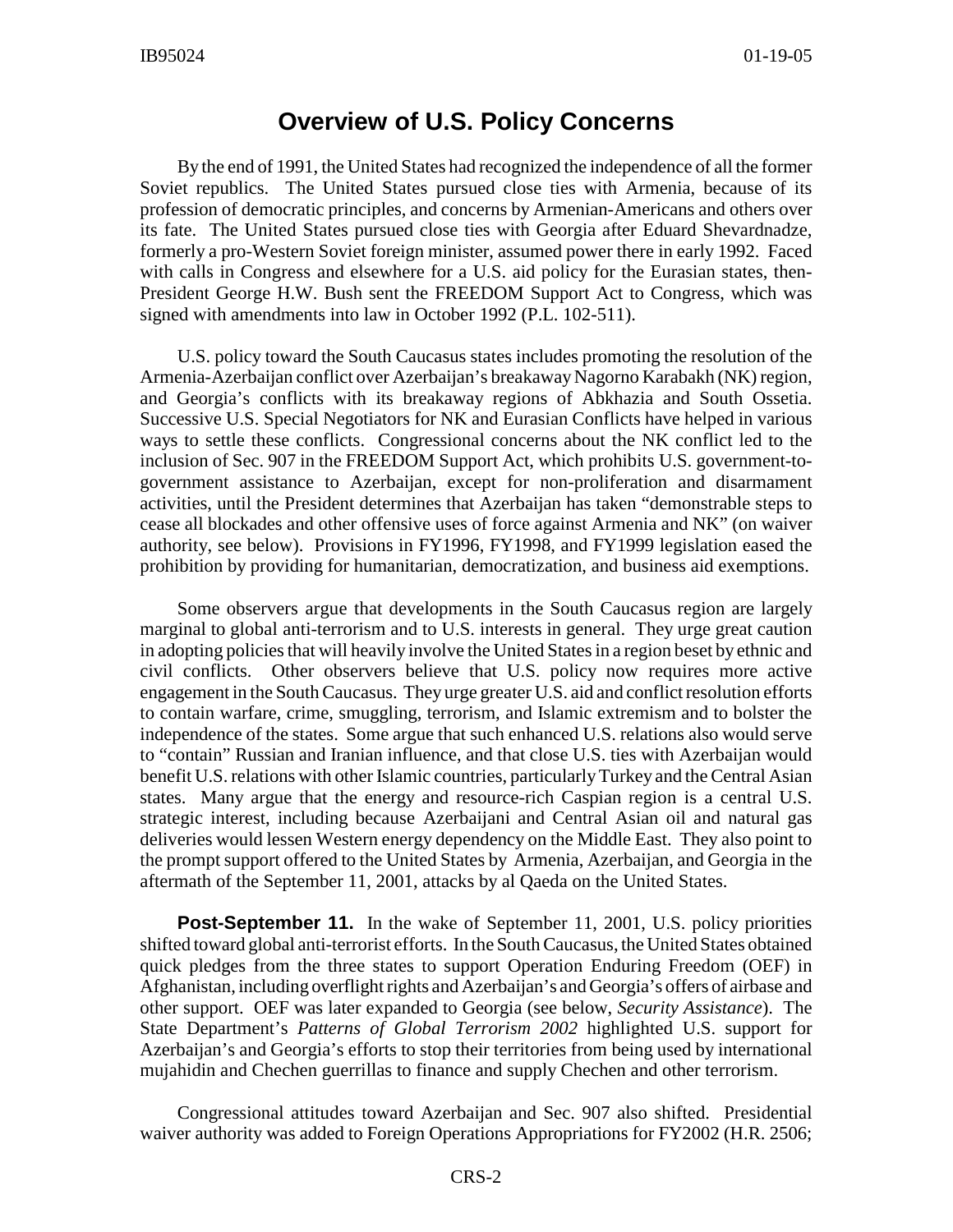## Overview of U.S. Policy Concerns

By the end of 1991, the United States had recognized the independence of all the former Soviet republics. The United States pursued close ties with Armenia, because of its profession of democratic principles, and concerns by Armenian-Americans and others over its fate. The United States pursued close ties with Georgia after Eduard Shevardnadze, formerly a pro-Western Soviet foreign minister, assumed power there in early 1992. Faced with calls in Congress and elsewhere for a U.S. aid policy for the Eurasian states, then-President George H.W. Bush sent the FREEDOM Support Act to Congress, which was signed with amendments into law in October 1992 (P.L. 102-511).

U.S. policy toward the South Caucasus states includes promoting the resolution of the Armenia-Azerbaijan conflict over Azerbaijan's breakaway Nagorno Karabakh (NK) region, and Georgia's conflicts with its breakaway regions of Abkhazia and South Ossetia. Successive U.S. Special Negotiators for NK and Eurasian Conflicts have helped in various ways to settle these conflicts. Congressional concerns about the NK conflict led to the inclusion of Sec. 907 in the FREEDOM Support Act, which prohibits U.S. government-to-government assistance to Azerbaijan, except for non-proliferation and disarmament activities, until the President determines that Azerbaijan has taken "demonstrable steps to cease all blockades and other offensive uses of force against Armenia and NK" (on waiver authority, see below). Provisions in FY1996, FY1998, and FY1999 legislation eased the prohibition by providing for humanitarian, democratization, and business aid exemptions.

Some observers argue that developments in the South Caucasus region are largely marginal to global anti-terrorism and to U.S. interests in general. They urge great caution in adopting policies that will heavily involve the United States in a region beset by ethnic and civil conflicts. Other observers believe that U.S. policy now requires more active engagement in the South Caucasus. They urge greater U.S. aid and conflict resolution efforts to contain warfare, crime, smuggling, terrorism, and Islamic extremism and to bolster the independence of the states. Some argue that such enhanced U.S. relations also would serve to "contain" Russian and Iranian influence, and that close U.S. ties with Azerbaijan would benefit U.S. relations with other Islamic countries, particularly Turkey and the Central Asian states. Many argue that the energy and resource-rich Caspian region is a central U.S. strategic interest, including because Azerbaijani and Central Asian oil and natural gas deliveries would lessen Western energy dependency on the Middle East. They also point to the prompt support offered to the United States by Armenia, Azerbaijan, and Georgia in the aftermath of the September 11, 2001, attacks by al Qaeda on the United States.

**Post-September 11.** In the wake of September 11, 2001, U.S. policy priorities shifted toward global anti-terrorist efforts. In the South Caucasus, the United States obtained quick pledges from the three states to support Operation Enduring Freedom (OEF) in Afghanistan, including overflight rights and Azerbaijan's and Georgia's offers of airbase and other support. OEF was later expanded to Georgia (see below, *Security Assistance*). The State Department's *Patterns of Global Terrorism 2002* highlighted U.S. support for Azerbaijan's and Georgia's efforts to stop their territories from being used by international mujahidin and Chechen guerrillas to finance and supply Chechen and other terrorism.

Congressional attitudes toward Azerbaijan and Sec. 907 also shifted. Presidential waiver authority was added to Foreign Operations Appropriations for FY2002 (H.R. 2506;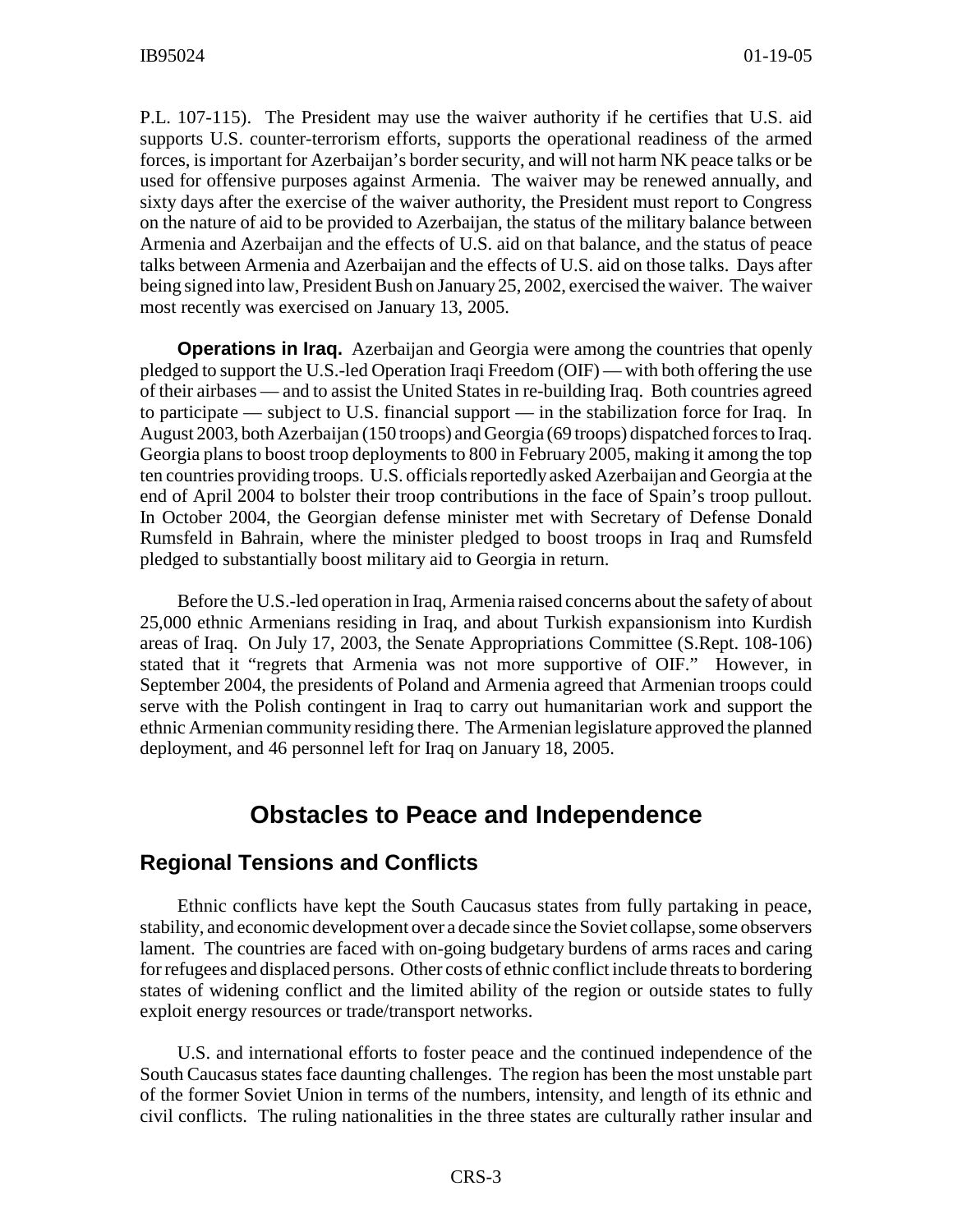P.L. 107-115). The President may use the waiver authority if he certifies that U.S. aid supports U.S. counter-terrorism efforts, supports the operational readiness of the armed forces, is important for Azerbaijan's border security, and will not harm NK peace talks or be used for offensive purposes against Armenia. The waiver may be renewed annually, and sixty days after the exercise of the waiver authority, the President must report to Congress on the nature of aid to be provided to Azerbaijan, the status of the military balance between Armenia and Azerbaijan and the effects of U.S. aid on that balance, and the status of peace talks between Armenia and Azerbaijan and the effects of U.S. aid on those talks. Days after being signed into law, President Bush on January 25, 2002, exercised the waiver. The waiver most recently was exercised on January 13, 2005.

**Operations in Iraq.** Azerbaijan and Georgia were among the countries that openly pledged to support the U.S.-led Operation Iraqi Freedom (OIF) — with both offering the use of their airbases — and to assist the United States in re-building Iraq. Both countries agreed to participate — subject to U.S. financial support — in the stabilization force for Iraq. In August 2003, both Azerbaijan (150 troops) and Georgia (69 troops) dispatched forces to Iraq. Georgia plans to boost troop deployments to 800 in February 2005, making it among the top ten countries providing troops. U.S. officials reportedly asked Azerbaijan and Georgia at the end of April 2004 to bolster their troop contributions in the face of Spain's troop pullout. In October 2004, the Georgian defense minister met with Secretary of Defense Donald Rumsfeld in Bahrain, where the minister pledged to boost troops in Iraq and Rumsfeld pledged to substantially boost military aid to Georgia in return.

Before the U.S.-led operation in Iraq, Armenia raised concerns about the safety of about 25,000 ethnic Armenians residing in Iraq, and about Turkish expansionism into Kurdish areas of Iraq. On July 17, 2003, the Senate Appropriations Committee (S.Rept. 108-106) stated that it "regrets that Armenia was not more supportive of OIF." However, in September 2004, the presidents of Poland and Armenia agreed that Armenian troops could serve with the Polish contingent in Iraq to carry out humanitarian work and support the ethnic Armenian community residing there. The Armenian legislature approved the planned deployment, and 46 personnel left for Iraq on January 18, 2005.

# Obstacles to Peace and Independence

## Regional Tensions and Conflicts

Ethnic conflicts have kept the South Caucasus states from fully partaking in peace, stability, and economic development over a decade since the Soviet collapse, some observers lament. The countries are faced with on-going budgetary burdens of arms races and caring for refugees and displaced persons. Other costs of ethnic conflict include threats to bordering states of widening conflict and the limited ability of the region or outside states to fully exploit energy resources or trade/transport networks.

U.S. and international efforts to foster peace and the continued independence of the South Caucasus states face daunting challenges. The region has been the most unstable part of the former Soviet Union in terms of the numbers, intensity, and length of its ethnic and civil conflicts. The ruling nationalities in the three states are culturally rather insular and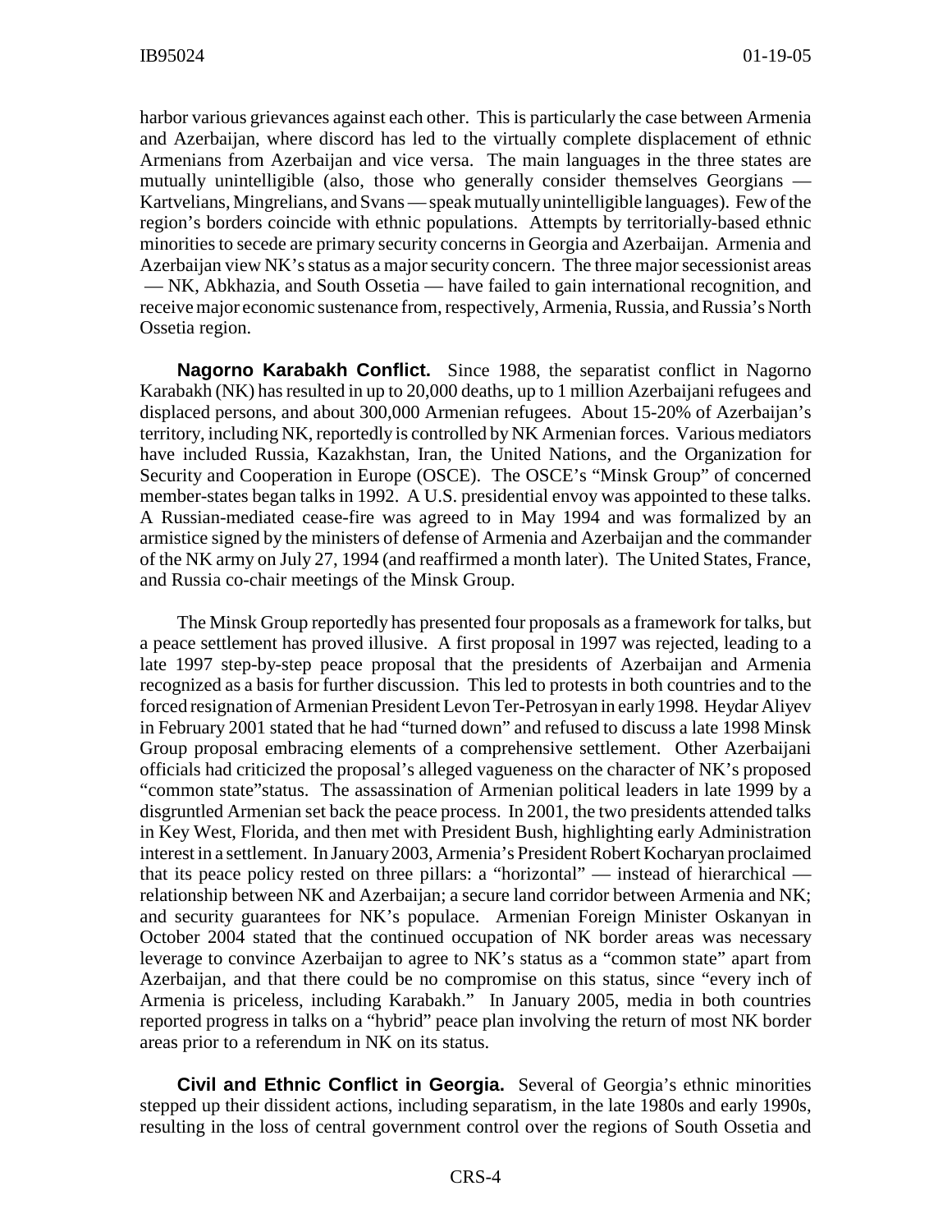harbor various grievances against each other. This is particularly the case between Armenia and Azerbaijan, where discord has led to the virtually complete displacement of ethnic Armenians from Azerbaijan and vice versa. The main languages in the three states are mutually unintelligible (also, those who generally consider themselves Georgians — Kartvelians, Mingrelians, and Svans — speak mutually unintelligible languages). Few of the region's borders coincide with ethnic populations. Attempts by territorially-based ethnic minorities to secede are primary security concerns in Georgia and Azerbaijan. Armenia and Azerbaijan view NK's status as a major security concern. The three major secessionist areas — NK, Abkhazia, and South Ossetia — have failed to gain international recognition, and receive major economic sustenance from, respectively, Armenia, Russia, and Russia's North Ossetia region.

**Nagorno Karabakh Conflict.** Since 1988, the separatist conflict in Nagorno Karabakh (NK) has resulted in up to 20,000 deaths, up to 1 million Azerbaijani refugees and displaced persons, and about 300,000 Armenian refugees. About 15-20% of Azerbaijan's territory, including NK, reportedly is controlled by NK Armenian forces. Various mediators have included Russia, Kazakhstan, Iran, the United Nations, and the Organization for Security and Cooperation in Europe (OSCE). The OSCE's "Minsk Group" of concerned member-states began talks in 1992. A U.S. presidential envoy was appointed to these talks. A Russian-mediated cease-fire was agreed to in May 1994 and was formalized by an armistice signed by the ministers of defense of Armenia and Azerbaijan and the commander of the NK army on July 27, 1994 (and reaffirmed a month later). The United States, France, and Russia co-chair meetings of the Minsk Group.

The Minsk Group reportedly has presented four proposals as a framework for talks, but a peace settlement has proved illusive. A first proposal in 1997 was rejected, leading to a late 1997 step-by-step peace proposal that the presidents of Azerbaijan and Armenia recognized as a basis for further discussion. This led to protests in both countries and to the forced resignation of Armenian President Levon Ter-Petrosyan in early 1998. Heydar Aliyev in February 2001 stated that he had "turned down" and refused to discuss a late 1998 Minsk Group proposal embracing elements of a comprehensive settlement. Other Azerbaijani officials had criticized the proposal's alleged vagueness on the character of NK's proposed "common state"status. The assassination of Armenian political leaders in late 1999 by a disgruntled Armenian set back the peace process. In 2001, the two presidents attended talks in Key West, Florida, and then met with President Bush, highlighting early Administration interest in a settlement. In January 2003, Armenia's President Robert Kocharyan proclaimed that its peace policy rested on three pillars: a "horizontal" — instead of hierarchical — relationship between NK and Azerbaijan; a secure land corridor between Armenia and NK; and security guarantees for NK's populace. Armenian Foreign Minister Oskanyan in October 2004 stated that the continued occupation of NK border areas was necessary leverage to convince Azerbaijan to agree to NK's status as a "common state" apart from Azerbaijan, and that there could be no compromise on this status, since "every inch of Armenia is priceless, including Karabakh." In January 2005, media in both countries reported progress in talks on a "hybrid" peace plan involving the return of most NK border areas prior to a referendum in NK on its status.

**Civil and Ethnic Conflict in Georgia.** Several of Georgia's ethnic minorities stepped up their dissident actions, including separatism, in the late 1980s and early 1990s, resulting in the loss of central government control over the regions of South Ossetia and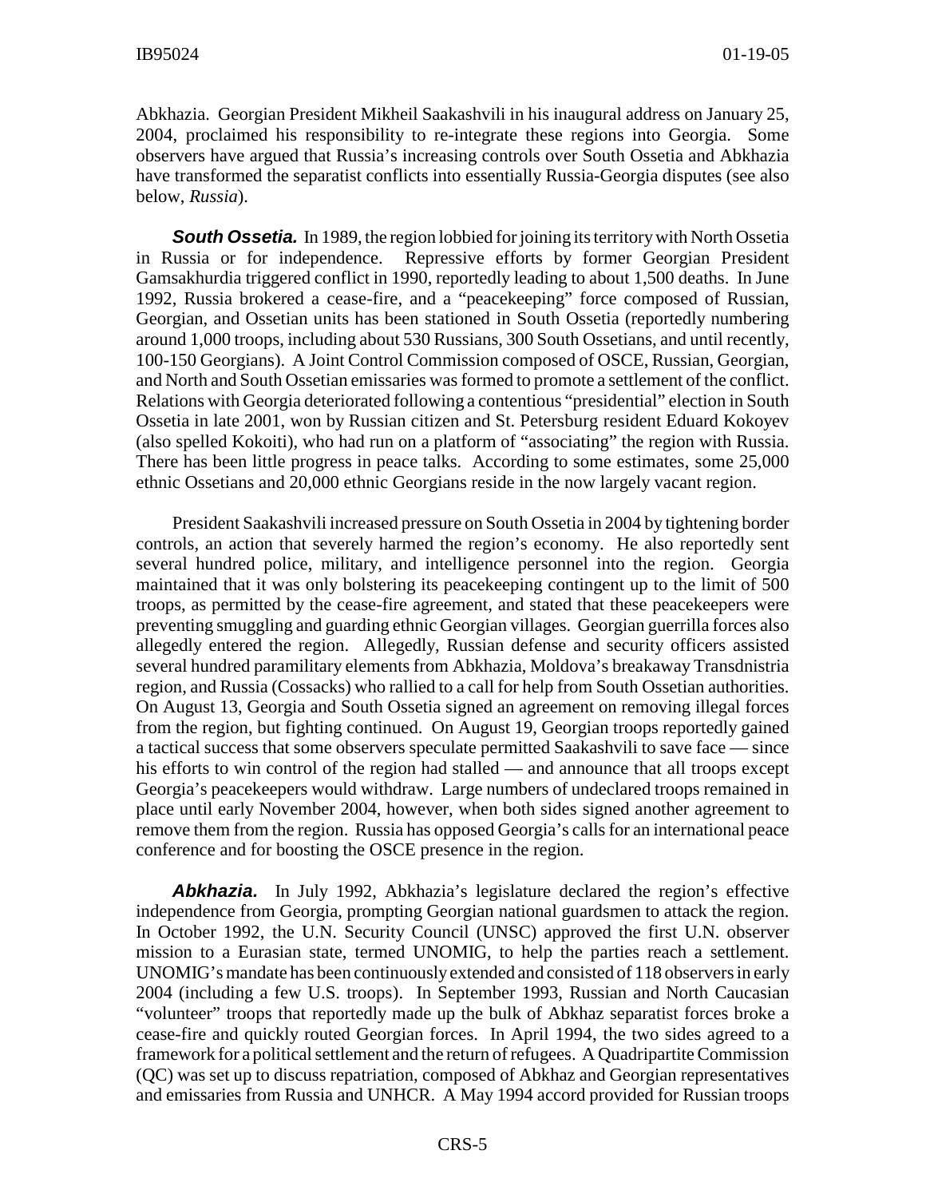Abkhazia. Georgian President Mikheil Saakashvili in his inaugural address on January 25, 2004, proclaimed his responsibility to re-integrate these regions into Georgia. Some observers have argued that Russia's increasing controls over South Ossetia and Abkhazia have transformed the separatist conflicts into essentially Russia-Georgia disputes (see also below, *Russia*).

***South Ossetia.*** In 1989, the region lobbied for joining its territory with North Ossetia in Russia or for independence. Repressive efforts by former Georgian President Gamsakhurdia triggered conflict in 1990, reportedly leading to about 1,500 deaths. In June 1992, Russia brokered a cease-fire, and a "peacekeeping" force composed of Russian, Georgian, and Ossetian units has been stationed in South Ossetia (reportedly numbering around 1,000 troops, including about 530 Russians, 300 South Ossetians, and until recently, 100-150 Georgians). A Joint Control Commission composed of OSCE, Russian, Georgian, and North and South Ossetian emissaries was formed to promote a settlement of the conflict. Relations with Georgia deteriorated following a contentious "presidential" election in South Ossetia in late 2001, won by Russian citizen and St. Petersburg resident Eduard Kokoyev (also spelled Kokoiti), who had run on a platform of "associating" the region with Russia. There has been little progress in peace talks. According to some estimates, some 25,000 ethnic Ossetians and 20,000 ethnic Georgians reside in the now largely vacant region.

President Saakashvili increased pressure on South Ossetia in 2004 by tightening border controls, an action that severely harmed the region's economy. He also reportedly sent several hundred police, military, and intelligence personnel into the region. Georgia maintained that it was only bolstering its peacekeeping contingent up to the limit of 500 troops, as permitted by the cease-fire agreement, and stated that these peacekeepers were preventing smuggling and guarding ethnic Georgian villages. Georgian guerrilla forces also allegedly entered the region. Allegedly, Russian defense and security officers assisted several hundred paramilitary elements from Abkhazia, Moldova's breakaway Transdnistria region, and Russia (Cossacks) who rallied to a call for help from South Ossetian authorities. On August 13, Georgia and South Ossetia signed an agreement on removing illegal forces from the region, but fighting continued. On August 19, Georgian troops reportedly gained a tactical success that some observers speculate permitted Saakashvili to save face — since his efforts to win control of the region had stalled — and announce that all troops except Georgia's peacekeepers would withdraw. Large numbers of undeclared troops remained in place until early November 2004, however, when both sides signed another agreement to remove them from the region. Russia has opposed Georgia's calls for an international peace conference and for boosting the OSCE presence in the region.

***Abkhazia.*** In July 1992, Abkhazia's legislature declared the region's effective independence from Georgia, prompting Georgian national guardsmen to attack the region. In October 1992, the U.N. Security Council (UNSC) approved the first U.N. observer mission to a Eurasian state, termed UNOMIG, to help the parties reach a settlement. UNOMIG's mandate has been continuously extended and consisted of 118 observers in early 2004 (including a few U.S. troops). In September 1993, Russian and North Caucasian "volunteer" troops that reportedly made up the bulk of Abkhaz separatist forces broke a cease-fire and quickly routed Georgian forces. In April 1994, the two sides agreed to a framework for a political settlement and the return of refugees. A Quadripartite Commission (QC) was set up to discuss repatriation, composed of Abkhaz and Georgian representatives and emissaries from Russia and UNHCR. A May 1994 accord provided for Russian troops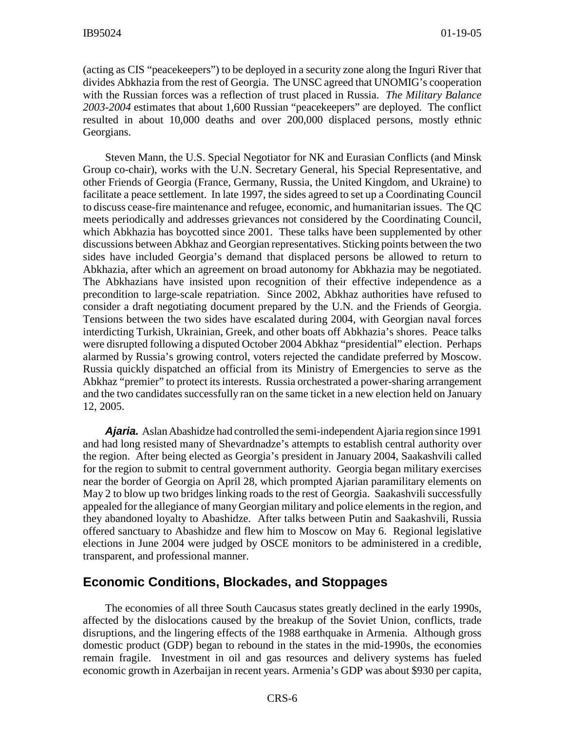(acting as CIS "peacekeepers") to be deployed in a security zone along the Inguri River that divides Abkhazia from the rest of Georgia. The UNSC agreed that UNOMIG's cooperation with the Russian forces was a reflection of trust placed in Russia. *The Military Balance 2003-2004* estimates that about 1,600 Russian "peacekeepers" are deployed. The conflict resulted in about 10,000 deaths and over 200,000 displaced persons, mostly ethnic Georgians.

Steven Mann, the U.S. Special Negotiator for NK and Eurasian Conflicts (and Minsk Group co-chair), works with the U.N. Secretary General, his Special Representative, and other Friends of Georgia (France, Germany, Russia, the United Kingdom, and Ukraine) to facilitate a peace settlement. In late 1997, the sides agreed to set up a Coordinating Council to discuss cease-fire maintenance and refugee, economic, and humanitarian issues. The QC meets periodically and addresses grievances not considered by the Coordinating Council, which Abkhazia has boycotted since 2001. These talks have been supplemented by other discussions between Abkhaz and Georgian representatives. Sticking points between the two sides have included Georgia's demand that displaced persons be allowed to return to Abkhazia, after which an agreement on broad autonomy for Abkhazia may be negotiated. The Abkhazians have insisted upon recognition of their effective independence as a precondition to large-scale repatriation. Since 2002, Abkhaz authorities have refused to consider a draft negotiating document prepared by the U.N. and the Friends of Georgia. Tensions between the two sides have escalated during 2004, with Georgian naval forces interdicting Turkish, Ukrainian, Greek, and other boats off Abkhazia's shores. Peace talks were disrupted following a disputed October 2004 Abkhaz "presidential" election. Perhaps alarmed by Russia's growing control, voters rejected the candidate preferred by Moscow. Russia quickly dispatched an official from its Ministry of Emergencies to serve as the Abkhaz "premier" to protect its interests. Russia orchestrated a power-sharing arrangement and the two candidates successfully ran on the same ticket in a new election held on January 12, 2005.

***Ajaria.*** Aslan Abashidze had controlled the semi-independent Ajaria region since 1991 and had long resisted many of Shevardnadze's attempts to establish central authority over the region. After being elected as Georgia's president in January 2004, Saakashvili called for the region to submit to central government authority. Georgia began military exercises near the border of Georgia on April 28, which prompted Ajarian paramilitary elements on May 2 to blow up two bridges linking roads to the rest of Georgia. Saakashvili successfully appealed for the allegiance of many Georgian military and police elements in the region, and they abandoned loyalty to Abashidze. After talks between Putin and Saakashvili, Russia offered sanctuary to Abashidze and flew him to Moscow on May 6. Regional legislative elections in June 2004 were judged by OSCE monitors to be administered in a credible, transparent, and professional manner.

## Economic Conditions, Blockades, and Stoppages

The economies of all three South Caucasus states greatly declined in the early 1990s, affected by the dislocations caused by the breakup of the Soviet Union, conflicts, trade disruptions, and the lingering effects of the 1988 earthquake in Armenia. Although gross domestic product (GDP) began to rebound in the states in the mid-1990s, the economies remain fragile. Investment in oil and gas resources and delivery systems has fueled economic growth in Azerbaijan in recent years. Armenia's GDP was about $930 per capita,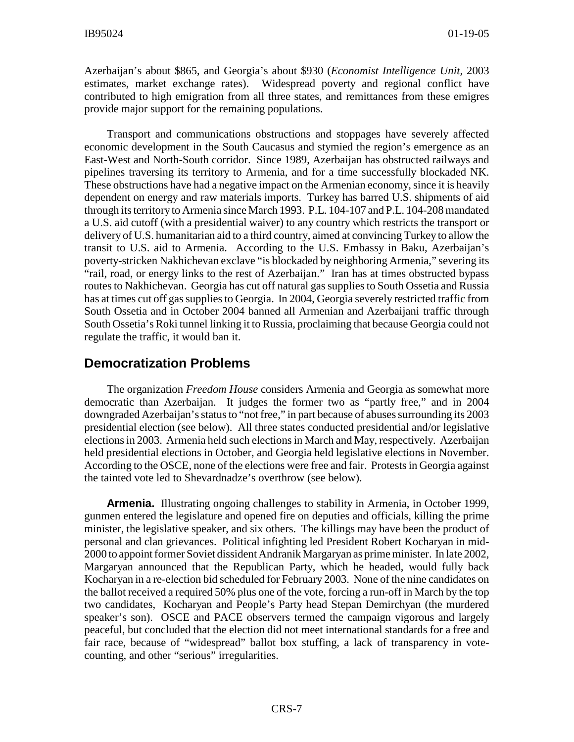Azerbaijan's about $865, and Georgia's about $930 (*Economist Intelligence Unit*, 2003 estimates, market exchange rates). Widespread poverty and regional conflict have contributed to high emigration from all three states, and remittances from these emigres provide major support for the remaining populations.

Transport and communications obstructions and stoppages have severely affected economic development in the South Caucasus and stymied the region's emergence as an East-West and North-South corridor. Since 1989, Azerbaijan has obstructed railways and pipelines traversing its territory to Armenia, and for a time successfully blockaded NK. These obstructions have had a negative impact on the Armenian economy, since it is heavily dependent on energy and raw materials imports. Turkey has barred U.S. shipments of aid through its territory to Armenia since March 1993. P.L. 104-107 and P.L. 104-208 mandated a U.S. aid cutoff (with a presidential waiver) to any country which restricts the transport or delivery of U.S. humanitarian aid to a third country, aimed at convincing Turkey to allow the transit to U.S. aid to Armenia. According to the U.S. Embassy in Baku, Azerbaijan's poverty-stricken Nakhichevan exclave "is blockaded by neighboring Armenia," severing its "rail, road, or energy links to the rest of Azerbaijan." Iran has at times obstructed bypass routes to Nakhichevan. Georgia has cut off natural gas supplies to South Ossetia and Russia has at times cut off gas supplies to Georgia. In 2004, Georgia severely restricted traffic from South Ossetia and in October 2004 banned all Armenian and Azerbaijani traffic through South Ossetia's Roki tunnel linking it to Russia, proclaiming that because Georgia could not regulate the traffic, it would ban it.

## Democratization Problems

The organization *Freedom House* considers Armenia and Georgia as somewhat more democratic than Azerbaijan. It judges the former two as "partly free," and in 2004 downgraded Azerbaijan's status to "not free," in part because of abuses surrounding its 2003 presidential election (see below). All three states conducted presidential and/or legislative elections in 2003. Armenia held such elections in March and May, respectively. Azerbaijan held presidential elections in October, and Georgia held legislative elections in November. According to the OSCE, none of the elections were free and fair. Protests in Georgia against the tainted vote led to Shevardnadze's overthrow (see below).

**Armenia.** Illustrating ongoing challenges to stability in Armenia, in October 1999, gunmen entered the legislature and opened fire on deputies and officials, killing the prime minister, the legislative speaker, and six others. The killings may have been the product of personal and clan grievances. Political infighting led President Robert Kocharyan in mid-2000 to appoint former Soviet dissident Andranik Margaryan as prime minister. In late 2002, Margaryan announced that the Republican Party, which he headed, would fully back Kocharyan in a re-election bid scheduled for February 2003. None of the nine candidates on the ballot received a required 50% plus one of the vote, forcing a run-off in March by the top two candidates, Kocharyan and People's Party head Stepan Demirchyan (the murdered speaker's son). OSCE and PACE observers termed the campaign vigorous and largely peaceful, but concluded that the election did not meet international standards for a free and fair race, because of "widespread" ballot box stuffing, a lack of transparency in vote-counting, and other "serious" irregularities.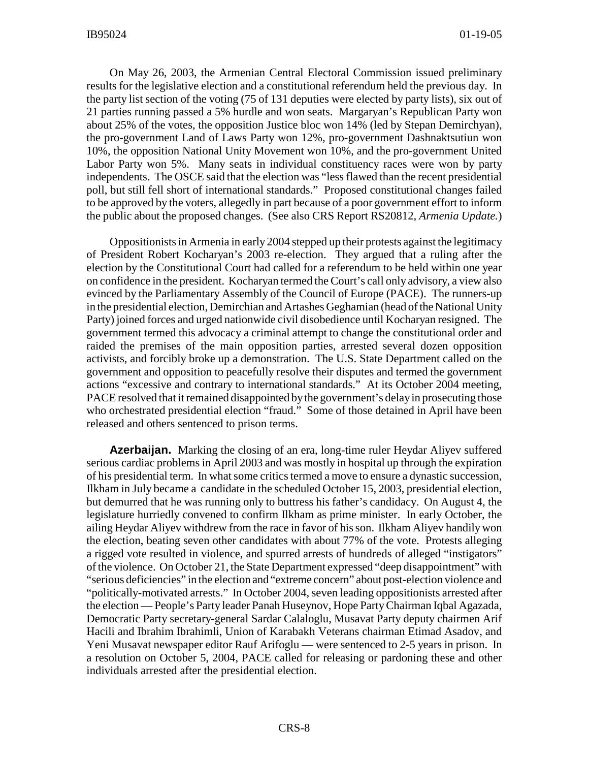On May 26, 2003, the Armenian Central Electoral Commission issued preliminary results for the legislative election and a constitutional referendum held the previous day. In the party list section of the voting (75 of 131 deputies were elected by party lists), six out of 21 parties running passed a 5% hurdle and won seats. Margaryan's Republican Party won about 25% of the votes, the opposition Justice bloc won 14% (led by Stepan Demirchyan), the pro-government Land of Laws Party won 12%, pro-government Dashnaktsutiun won 10%, the opposition National Unity Movement won 10%, and the pro-government United Labor Party won 5%. Many seats in individual constituency races were won by party independents. The OSCE said that the election was "less flawed than the recent presidential poll, but still fell short of international standards." Proposed constitutional changes failed to be approved by the voters, allegedly in part because of a poor government effort to inform the public about the proposed changes. (See also CRS Report RS20812, *Armenia Update.*)

Oppositionists in Armenia in early 2004 stepped up their protests against the legitimacy of President Robert Kocharyan's 2003 re-election. They argued that a ruling after the election by the Constitutional Court had called for a referendum to be held within one year on confidence in the president. Kocharyan termed the Court's call only advisory, a view also evinced by the Parliamentary Assembly of the Council of Europe (PACE). The runners-up in the presidential election, Demirchian and Artashes Geghamian (head of the National Unity Party) joined forces and urged nationwide civil disobedience until Kocharyan resigned. The government termed this advocacy a criminal attempt to change the constitutional order and raided the premises of the main opposition parties, arrested several dozen opposition activists, and forcibly broke up a demonstration. The U.S. State Department called on the government and opposition to peacefully resolve their disputes and termed the government actions "excessive and contrary to international standards." At its October 2004 meeting, PACE resolved that it remained disappointed by the government's delay in prosecuting those who orchestrated presidential election "fraud." Some of those detained in April have been released and others sentenced to prison terms.

**Azerbaijan.** Marking the closing of an era, long-time ruler Heydar Aliyev suffered serious cardiac problems in April 2003 and was mostly in hospital up through the expiration of his presidential term. In what some critics termed a move to ensure a dynastic succession, Ilkham in July became a candidate in the scheduled October 15, 2003, presidential election, but demurred that he was running only to buttress his father's candidacy. On August 4, the legislature hurriedly convened to confirm Ilkham as prime minister. In early October, the ailing Heydar Aliyev withdrew from the race in favor of his son. Ilkham Aliyev handily won the election, beating seven other candidates with about 77% of the vote. Protests alleging a rigged vote resulted in violence, and spurred arrests of hundreds of alleged "instigators" of the violence. On October 21, the State Department expressed "deep disappointment" with "serious deficiencies" in the election and "extreme concern" about post-election violence and "politically-motivated arrests." In October 2004, seven leading oppositionists arrested after the election — People's Party leader Panah Huseynov, Hope Party Chairman Iqbal Agazada, Democratic Party secretary-general Sardar Calaloglu, Musavat Party deputy chairmen Arif Hacili and Ibrahim Ibrahimli, Union of Karabakh Veterans chairman Etimad Asadov, and Yeni Musavat newspaper editor Rauf Arifoglu — were sentenced to 2-5 years in prison. In a resolution on October 5, 2004, PACE called for releasing or pardoning these and other individuals arrested after the presidential election.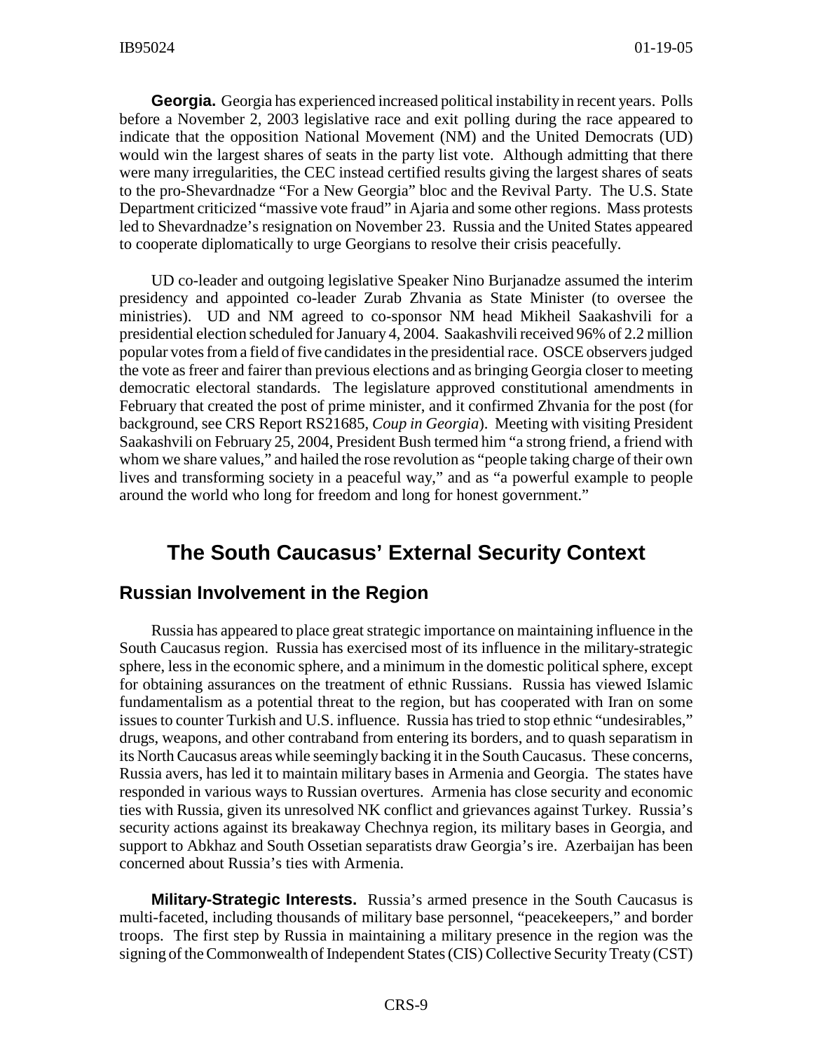**Georgia.** Georgia has experienced increased political instability in recent years. Polls before a November 2, 2003 legislative race and exit polling during the race appeared to indicate that the opposition National Movement (NM) and the United Democrats (UD) would win the largest shares of seats in the party list vote. Although admitting that there were many irregularities, the CEC instead certified results giving the largest shares of seats to the pro-Shevardnadze "For a New Georgia" bloc and the Revival Party. The U.S. State Department criticized "massive vote fraud" in Ajaria and some other regions. Mass protests led to Shevardnadze's resignation on November 23. Russia and the United States appeared to cooperate diplomatically to urge Georgians to resolve their crisis peacefully.

UD co-leader and outgoing legislative Speaker Nino Burjanadze assumed the interim presidency and appointed co-leader Zurab Zhvania as State Minister (to oversee the ministries). UD and NM agreed to co-sponsor NM head Mikheil Saakashvili for a presidential election scheduled for January 4, 2004. Saakashvili received 96% of 2.2 million popular votes from a field of five candidates in the presidential race. OSCE observers judged the vote as freer and fairer than previous elections and as bringing Georgia closer to meeting democratic electoral standards. The legislature approved constitutional amendments in February that created the post of prime minister, and it confirmed Zhvania for the post (for background, see CRS Report RS21685, *Coup in Georgia*). Meeting with visiting President Saakashvili on February 25, 2004, President Bush termed him "a strong friend, a friend with whom we share values," and hailed the rose revolution as "people taking charge of their own lives and transforming society in a peaceful way," and as "a powerful example to people around the world who long for freedom and long for honest government."

# The South Caucasus' External Security Context

## Russian Involvement in the Region

Russia has appeared to place great strategic importance on maintaining influence in the South Caucasus region. Russia has exercised most of its influence in the military-strategic sphere, less in the economic sphere, and a minimum in the domestic political sphere, except for obtaining assurances on the treatment of ethnic Russians. Russia has viewed Islamic fundamentalism as a potential threat to the region, but has cooperated with Iran on some issues to counter Turkish and U.S. influence. Russia has tried to stop ethnic "undesirables," drugs, weapons, and other contraband from entering its borders, and to quash separatism in its North Caucasus areas while seemingly backing it in the South Caucasus. These concerns, Russia avers, has led it to maintain military bases in Armenia and Georgia. The states have responded in various ways to Russian overtures. Armenia has close security and economic ties with Russia, given its unresolved NK conflict and grievances against Turkey. Russia's security actions against its breakaway Chechnya region, its military bases in Georgia, and support to Abkhaz and South Ossetian separatists draw Georgia's ire. Azerbaijan has been concerned about Russia's ties with Armenia.

**Military-Strategic Interests.** Russia's armed presence in the South Caucasus is multi-faceted, including thousands of military base personnel, "peacekeepers," and border troops. The first step by Russia in maintaining a military presence in the region was the signing of the Commonwealth of Independent States (CIS) Collective Security Treaty (CST)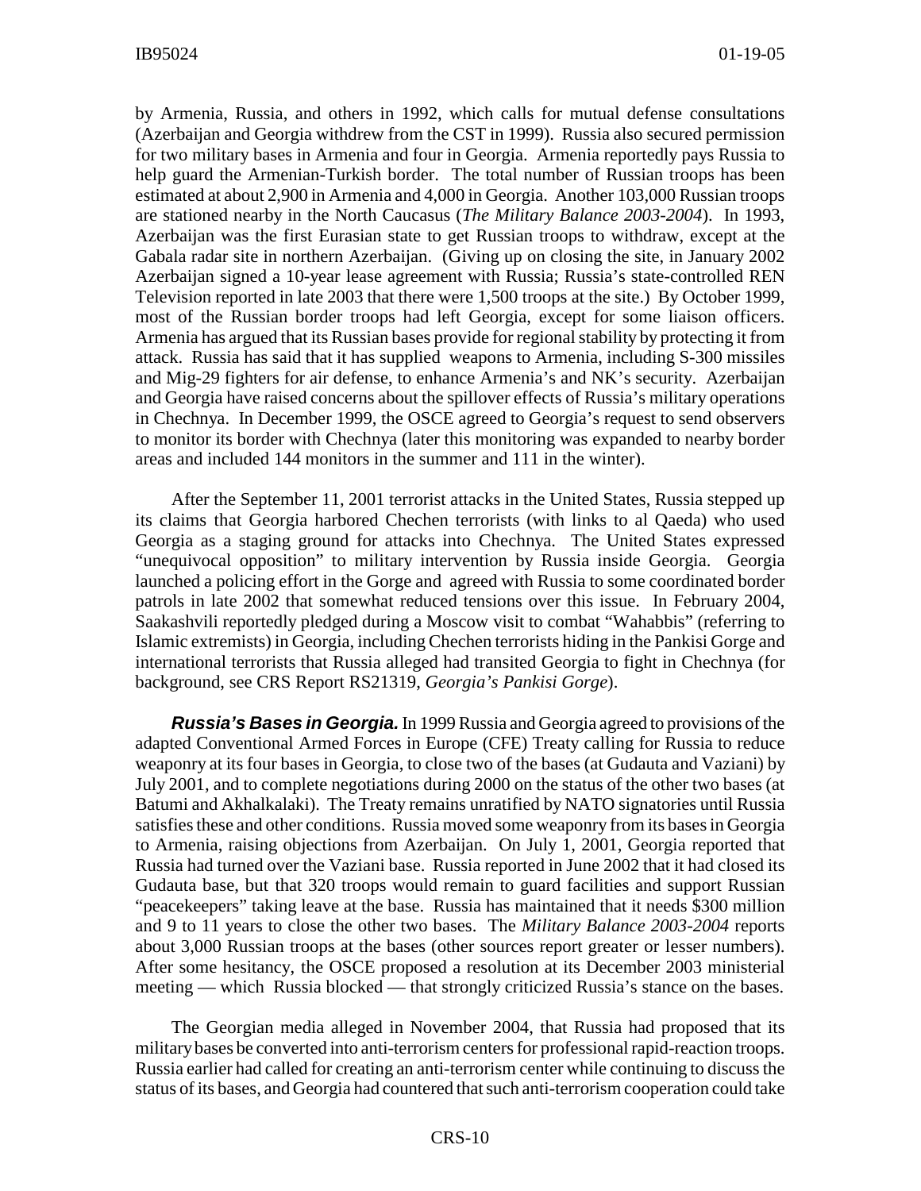by Armenia, Russia, and others in 1992, which calls for mutual defense consultations (Azerbaijan and Georgia withdrew from the CST in 1999). Russia also secured permission for two military bases in Armenia and four in Georgia. Armenia reportedly pays Russia to help guard the Armenian-Turkish border. The total number of Russian troops has been estimated at about 2,900 in Armenia and 4,000 in Georgia. Another 103,000 Russian troops are stationed nearby in the North Caucasus (*The Military Balance 2003-2004*). In 1993, Azerbaijan was the first Eurasian state to get Russian troops to withdraw, except at the Gabala radar site in northern Azerbaijan. (Giving up on closing the site, in January 2002 Azerbaijan signed a 10-year lease agreement with Russia; Russia's state-controlled REN Television reported in late 2003 that there were 1,500 troops at the site.) By October 1999, most of the Russian border troops had left Georgia, except for some liaison officers. Armenia has argued that its Russian bases provide for regional stability by protecting it from attack. Russia has said that it has supplied weapons to Armenia, including S-300 missiles and Mig-29 fighters for air defense, to enhance Armenia's and NK's security. Azerbaijan and Georgia have raised concerns about the spillover effects of Russia's military operations in Chechnya. In December 1999, the OSCE agreed to Georgia's request to send observers to monitor its border with Chechnya (later this monitoring was expanded to nearby border areas and included 144 monitors in the summer and 111 in the winter).

After the September 11, 2001 terrorist attacks in the United States, Russia stepped up its claims that Georgia harbored Chechen terrorists (with links to al Qaeda) who used Georgia as a staging ground for attacks into Chechnya. The United States expressed "unequivocal opposition" to military intervention by Russia inside Georgia. Georgia launched a policing effort in the Gorge and agreed with Russia to some coordinated border patrols in late 2002 that somewhat reduced tensions over this issue. In February 2004, Saakashvili reportedly pledged during a Moscow visit to combat "Wahabbis" (referring to Islamic extremists) in Georgia, including Chechen terrorists hiding in the Pankisi Gorge and international terrorists that Russia alleged had transited Georgia to fight in Chechnya (for background, see CRS Report RS21319, *Georgia's Pankisi Gorge*).

***Russia's Bases in Georgia.*** In 1999 Russia and Georgia agreed to provisions of the adapted Conventional Armed Forces in Europe (CFE) Treaty calling for Russia to reduce weaponry at its four bases in Georgia, to close two of the bases (at Gudauta and Vaziani) by July 2001, and to complete negotiations during 2000 on the status of the other two bases (at Batumi and Akhalkalaki). The Treaty remains unratified by NATO signatories until Russia satisfies these and other conditions. Russia moved some weaponry from its bases in Georgia to Armenia, raising objections from Azerbaijan. On July 1, 2001, Georgia reported that Russia had turned over the Vaziani base. Russia reported in June 2002 that it had closed its Gudauta base, but that 320 troops would remain to guard facilities and support Russian "peacekeepers" taking leave at the base. Russia has maintained that it needs \$300 million and 9 to 11 years to close the other two bases. The *Military Balance 2003-2004* reports about 3,000 Russian troops at the bases (other sources report greater or lesser numbers). After some hesitancy, the OSCE proposed a resolution at its December 2003 ministerial meeting — which Russia blocked — that strongly criticized Russia's stance on the bases.

The Georgian media alleged in November 2004, that Russia had proposed that its military bases be converted into anti-terrorism centers for professional rapid-reaction troops. Russia earlier had called for creating an anti-terrorism center while continuing to discuss the status of its bases, and Georgia had countered that such anti-terrorism cooperation could take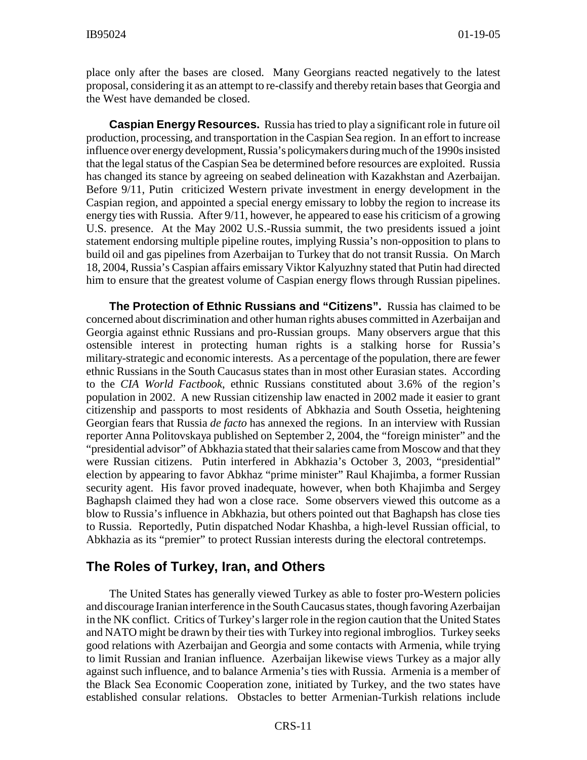place only after the bases are closed. Many Georgians reacted negatively to the latest proposal, considering it as an attempt to re-classify and thereby retain bases that Georgia and the West have demanded be closed.

**Caspian Energy Resources.** Russia has tried to play a significant role in future oil production, processing, and transportation in the Caspian Sea region. In an effort to increase influence over energy development, Russia's policymakers during much of the 1990s insisted that the legal status of the Caspian Sea be determined before resources are exploited. Russia has changed its stance by agreeing on seabed delineation with Kazakhstan and Azerbaijan. Before 9/11, Putin criticized Western private investment in energy development in the Caspian region, and appointed a special energy emissary to lobby the region to increase its energy ties with Russia. After 9/11, however, he appeared to ease his criticism of a growing U.S. presence. At the May 2002 U.S.-Russia summit, the two presidents issued a joint statement endorsing multiple pipeline routes, implying Russia's non-opposition to plans to build oil and gas pipelines from Azerbaijan to Turkey that do not transit Russia. On March 18, 2004, Russia's Caspian affairs emissary Viktor Kalyuzhny stated that Putin had directed him to ensure that the greatest volume of Caspian energy flows through Russian pipelines.

**The Protection of Ethnic Russians and "Citizens".** Russia has claimed to be concerned about discrimination and other human rights abuses committed in Azerbaijan and Georgia against ethnic Russians and pro-Russian groups. Many observers argue that this ostensible interest in protecting human rights is a stalking horse for Russia's military-strategic and economic interests. As a percentage of the population, there are fewer ethnic Russians in the South Caucasus states than in most other Eurasian states. According to the *CIA World Factbook*, ethnic Russians constituted about 3.6% of the region's population in 2002. A new Russian citizenship law enacted in 2002 made it easier to grant citizenship and passports to most residents of Abkhazia and South Ossetia, heightening Georgian fears that Russia *de facto* has annexed the regions. In an interview with Russian reporter Anna Politovskaya published on September 2, 2004, the "foreign minister" and the "presidential advisor" of Abkhazia stated that their salaries came from Moscow and that they were Russian citizens. Putin interfered in Abkhazia's October 3, 2003, "presidential" election by appearing to favor Abkhaz "prime minister" Raul Khajimba, a former Russian security agent. His favor proved inadequate, however, when both Khajimba and Sergey Baghapsh claimed they had won a close race. Some observers viewed this outcome as a blow to Russia's influence in Abkhazia, but others pointed out that Baghapsh has close ties to Russia. Reportedly, Putin dispatched Nodar Khashba, a high-level Russian official, to Abkhazia as its "premier" to protect Russian interests during the electoral contretemps.

## The Roles of Turkey, Iran, and Others

The United States has generally viewed Turkey as able to foster pro-Western policies and discourage Iranian interference in the South Caucasus states, though favoring Azerbaijan in the NK conflict. Critics of Turkey's larger role in the region caution that the United States and NATO might be drawn by their ties with Turkey into regional imbroglios. Turkey seeks good relations with Azerbaijan and Georgia and some contacts with Armenia, while trying to limit Russian and Iranian influence. Azerbaijan likewise views Turkey as a major ally against such influence, and to balance Armenia's ties with Russia. Armenia is a member of the Black Sea Economic Cooperation zone, initiated by Turkey, and the two states have established consular relations. Obstacles to better Armenian-Turkish relations include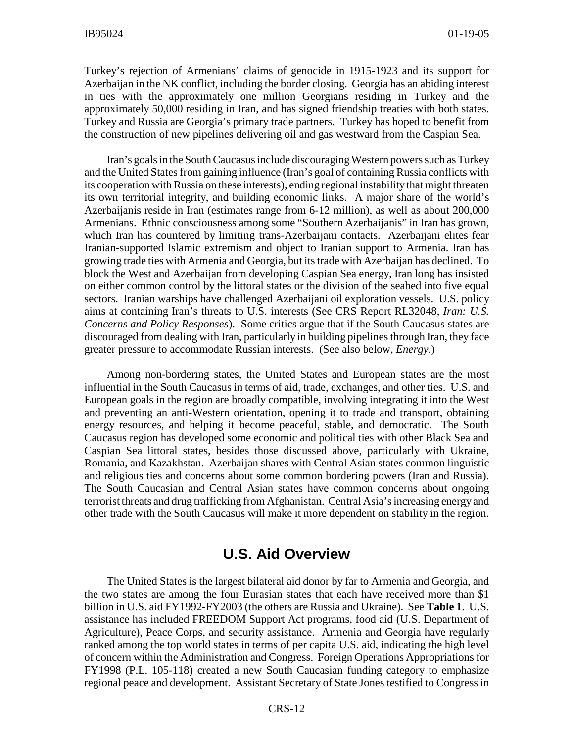Turkey's rejection of Armenians' claims of genocide in 1915-1923 and its support for Azerbaijan in the NK conflict, including the border closing. Georgia has an abiding interest in ties with the approximately one million Georgians residing in Turkey and the approximately 50,000 residing in Iran, and has signed friendship treaties with both states. Turkey and Russia are Georgia's primary trade partners. Turkey has hoped to benefit from the construction of new pipelines delivering oil and gas westward from the Caspian Sea.

Iran's goals in the South Caucasus include discouraging Western powers such as Turkey and the United States from gaining influence (Iran's goal of containing Russia conflicts with its cooperation with Russia on these interests), ending regional instability that might threaten its own territorial integrity, and building economic links. A major share of the world's Azerbaijanis reside in Iran (estimates range from 6-12 million), as well as about 200,000 Armenians. Ethnic consciousness among some "Southern Azerbaijanis" in Iran has grown, which Iran has countered by limiting trans-Azerbaijani contacts. Azerbaijani elites fear Iranian-supported Islamic extremism and object to Iranian support to Armenia. Iran has growing trade ties with Armenia and Georgia, but its trade with Azerbaijan has declined. To block the West and Azerbaijan from developing Caspian Sea energy, Iran long has insisted on either common control by the littoral states or the division of the seabed into five equal sectors. Iranian warships have challenged Azerbaijani oil exploration vessels. U.S. policy aims at containing Iran's threats to U.S. interests (See CRS Report RL32048, *Iran: U.S. Concerns and Policy Responses*). Some critics argue that if the South Caucasus states are discouraged from dealing with Iran, particularly in building pipelines through Iran, they face greater pressure to accommodate Russian interests. (See also below, *Energy*.)

Among non-bordering states, the United States and European states are the most influential in the South Caucasus in terms of aid, trade, exchanges, and other ties. U.S. and European goals in the region are broadly compatible, involving integrating it into the West and preventing an anti-Western orientation, opening it to trade and transport, obtaining energy resources, and helping it become peaceful, stable, and democratic. The South Caucasus region has developed some economic and political ties with other Black Sea and Caspian Sea littoral states, besides those discussed above, particularly with Ukraine, Romania, and Kazakhstan. Azerbaijan shares with Central Asian states common linguistic and religious ties and concerns about some common bordering powers (Iran and Russia). The South Caucasian and Central Asian states have common concerns about ongoing terrorist threats and drug trafficking from Afghanistan. Central Asia's increasing energy and other trade with the South Caucasus will make it more dependent on stability in the region.

## U.S. Aid Overview

The United States is the largest bilateral aid donor by far to Armenia and Georgia, and the two states are among the four Eurasian states that each have received more than $1 billion in U.S. aid FY1992-FY2003 (the others are Russia and Ukraine). See **Table 1**. U.S. assistance has included FREEDOM Support Act programs, food aid (U.S. Department of Agriculture), Peace Corps, and security assistance. Armenia and Georgia have regularly ranked among the top world states in terms of per capita U.S. aid, indicating the high level of concern within the Administration and Congress. Foreign Operations Appropriations for FY1998 (P.L. 105-118) created a new South Caucasian funding category to emphasize regional peace and development. Assistant Secretary of State Jones testified to Congress in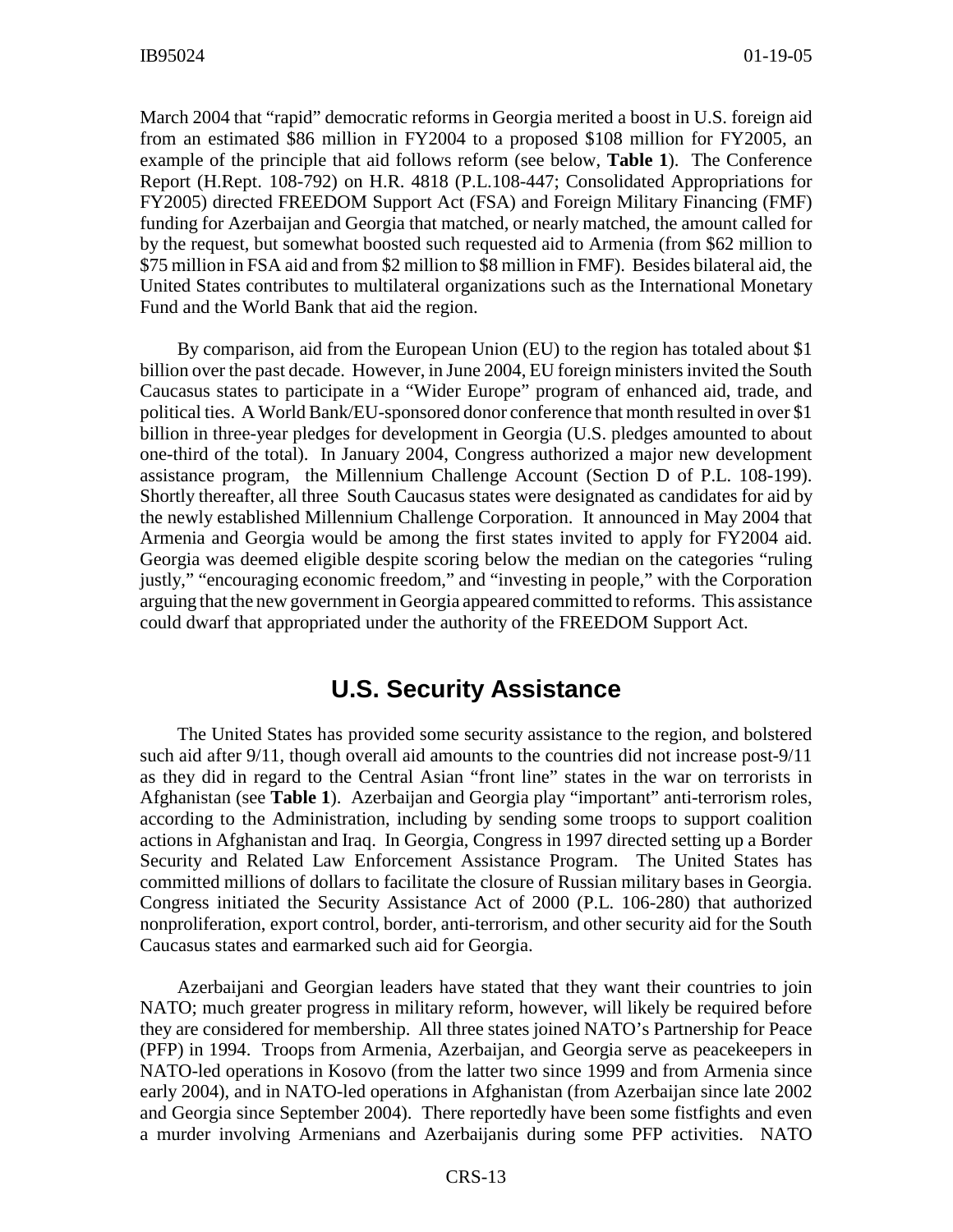March 2004 that "rapid" democratic reforms in Georgia merited a boost in U.S. foreign aid from an estimated $86 million in FY2004 to a proposed $108 million for FY2005, an example of the principle that aid follows reform (see below, **Table 1**). The Conference Report (H.Rept. 108-792) on H.R. 4818 (P.L.108-447; Consolidated Appropriations for FY2005) directed FREEDOM Support Act (FSA) and Foreign Military Financing (FMF) funding for Azerbaijan and Georgia that matched, or nearly matched, the amount called for by the request, but somewhat boosted such requested aid to Armenia (from $62 million to $75 million in FSA aid and from $2 million to $8 million in FMF). Besides bilateral aid, the United States contributes to multilateral organizations such as the International Monetary Fund and the World Bank that aid the region.

By comparison, aid from the European Union (EU) to the region has totaled about $1 billion over the past decade. However, in June 2004, EU foreign ministers invited the South Caucasus states to participate in a "Wider Europe" program of enhanced aid, trade, and political ties. A World Bank/EU-sponsored donor conference that month resulted in over $1 billion in three-year pledges for development in Georgia (U.S. pledges amounted to about one-third of the total). In January 2004, Congress authorized a major new development assistance program, the Millennium Challenge Account (Section D of P.L. 108-199). Shortly thereafter, all three South Caucasus states were designated as candidates for aid by the newly established Millennium Challenge Corporation. It announced in May 2004 that Armenia and Georgia would be among the first states invited to apply for FY2004 aid. Georgia was deemed eligible despite scoring below the median on the categories "ruling justly," "encouraging economic freedom," and "investing in people," with the Corporation arguing that the new government in Georgia appeared committed to reforms. This assistance could dwarf that appropriated under the authority of the FREEDOM Support Act.

## U.S. Security Assistance

The United States has provided some security assistance to the region, and bolstered such aid after 9/11, though overall aid amounts to the countries did not increase post-9/11 as they did in regard to the Central Asian "front line" states in the war on terrorists in Afghanistan (see **Table 1**). Azerbaijan and Georgia play "important" anti-terrorism roles, according to the Administration, including by sending some troops to support coalition actions in Afghanistan and Iraq. In Georgia, Congress in 1997 directed setting up a Border Security and Related Law Enforcement Assistance Program. The United States has committed millions of dollars to facilitate the closure of Russian military bases in Georgia. Congress initiated the Security Assistance Act of 2000 (P.L. 106-280) that authorized nonproliferation, export control, border, anti-terrorism, and other security aid for the South Caucasus states and earmarked such aid for Georgia.

Azerbaijani and Georgian leaders have stated that they want their countries to join NATO; much greater progress in military reform, however, will likely be required before they are considered for membership. All three states joined NATO's Partnership for Peace (PFP) in 1994. Troops from Armenia, Azerbaijan, and Georgia serve as peacekeepers in NATO-led operations in Kosovo (from the latter two since 1999 and from Armenia since early 2004), and in NATO-led operations in Afghanistan (from Azerbaijan since late 2002 and Georgia since September 2004). There reportedly have been some fistfights and even a murder involving Armenians and Azerbaijanis during some PFP activities. NATO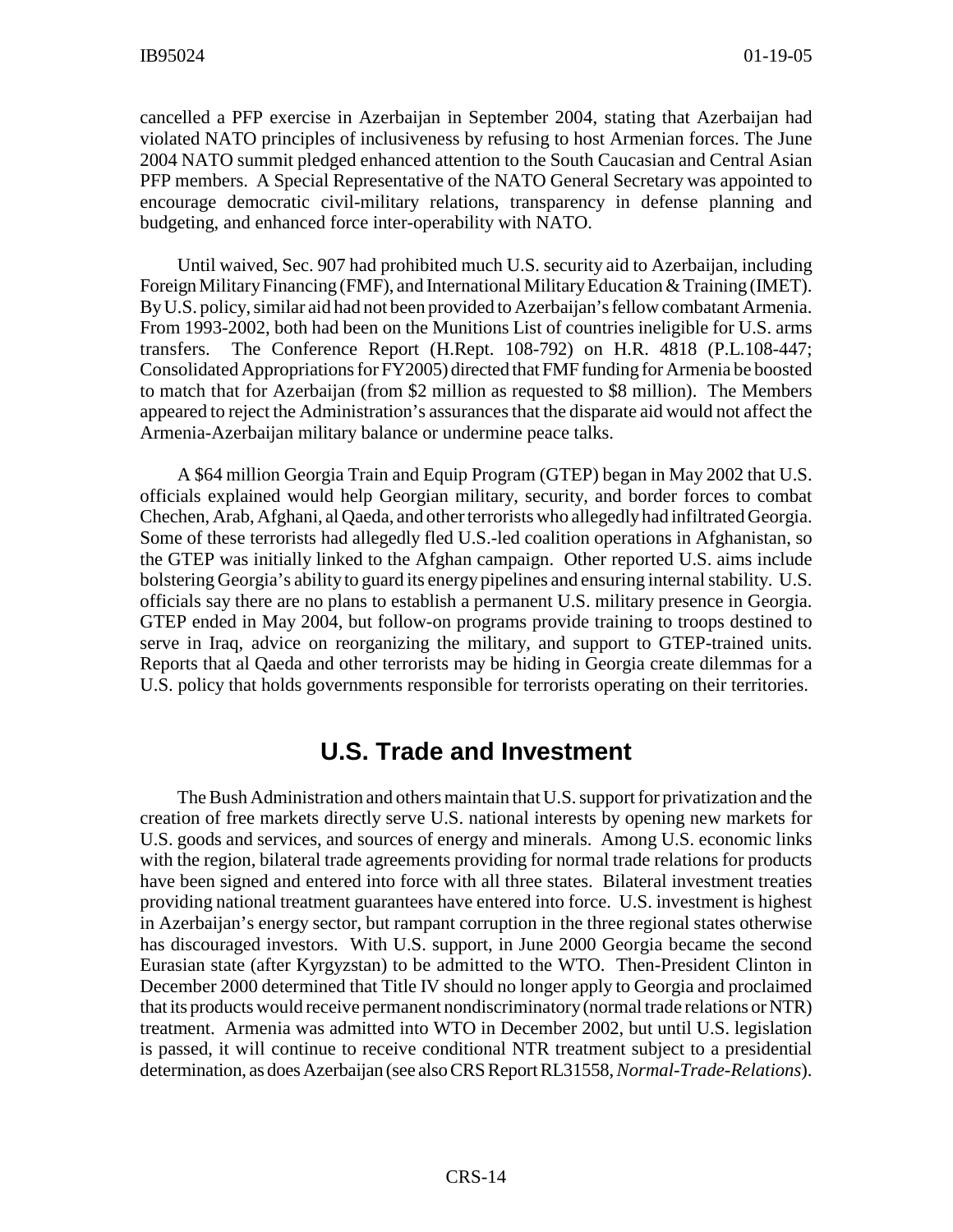cancelled a PFP exercise in Azerbaijan in September 2004, stating that Azerbaijan had violated NATO principles of inclusiveness by refusing to host Armenian forces. The June 2004 NATO summit pledged enhanced attention to the South Caucasian and Central Asian PFP members. A Special Representative of the NATO General Secretary was appointed to encourage democratic civil-military relations, transparency in defense planning and budgeting, and enhanced force inter-operability with NATO.

Until waived, Sec. 907 had prohibited much U.S. security aid to Azerbaijan, including Foreign Military Financing (FMF), and International Military Education & Training (IMET). By U.S. policy, similar aid had not been provided to Azerbaijan's fellow combatant Armenia. From 1993-2002, both had been on the Munitions List of countries ineligible for U.S. arms transfers. The Conference Report (H.Rept. 108-792) on H.R. 4818 (P.L.108-447; Consolidated Appropriations for FY2005) directed that FMF funding for Armenia be boosted to match that for Azerbaijan (from $2 million as requested to $8 million). The Members appeared to reject the Administration's assurances that the disparate aid would not affect the Armenia-Azerbaijan military balance or undermine peace talks.

A $64 million Georgia Train and Equip Program (GTEP) began in May 2002 that U.S. officials explained would help Georgian military, security, and border forces to combat Chechen, Arab, Afghani, al Qaeda, and other terrorists who allegedly had infiltrated Georgia. Some of these terrorists had allegedly fled U.S.-led coalition operations in Afghanistan, so the GTEP was initially linked to the Afghan campaign. Other reported U.S. aims include bolstering Georgia's ability to guard its energy pipelines and ensuring internal stability. U.S. officials say there are no plans to establish a permanent U.S. military presence in Georgia. GTEP ended in May 2004, but follow-on programs provide training to troops destined to serve in Iraq, advice on reorganizing the military, and support to GTEP-trained units. Reports that al Qaeda and other terrorists may be hiding in Georgia create dilemmas for a U.S. policy that holds governments responsible for terrorists operating on their territories.

## U.S. Trade and Investment

The Bush Administration and others maintain that U.S. support for privatization and the creation of free markets directly serve U.S. national interests by opening new markets for U.S. goods and services, and sources of energy and minerals. Among U.S. economic links with the region, bilateral trade agreements providing for normal trade relations for products have been signed and entered into force with all three states. Bilateral investment treaties providing national treatment guarantees have entered into force. U.S. investment is highest in Azerbaijan's energy sector, but rampant corruption in the three regional states otherwise has discouraged investors. With U.S. support, in June 2000 Georgia became the second Eurasian state (after Kyrgyzstan) to be admitted to the WTO. Then-President Clinton in December 2000 determined that Title IV should no longer apply to Georgia and proclaimed that its products would receive permanent nondiscriminatory (normal trade relations or NTR) treatment. Armenia was admitted into WTO in December 2002, but until U.S. legislation is passed, it will continue to receive conditional NTR treatment subject to a presidential determination, as does Azerbaijan (see also CRS Report RL31558, *Normal-Trade-Relations*).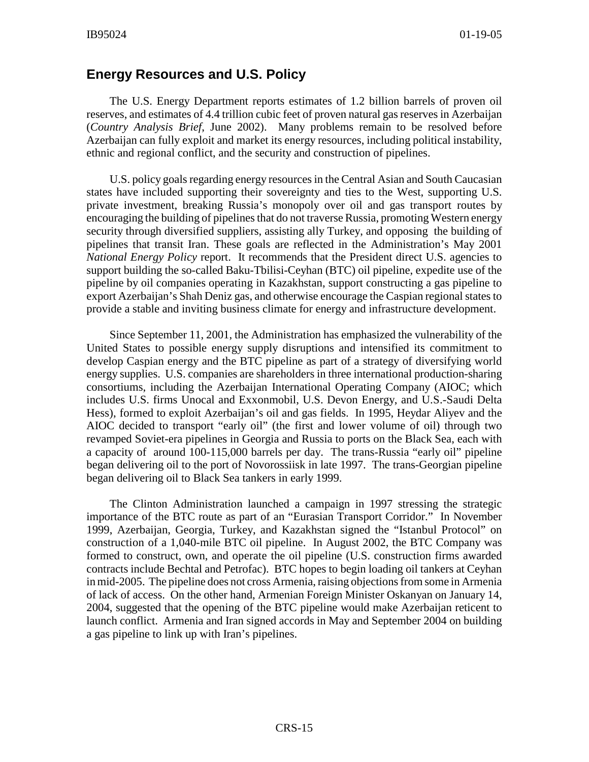## Energy Resources and U.S. Policy

The U.S. Energy Department reports estimates of 1.2 billion barrels of proven oil reserves, and estimates of 4.4 trillion cubic feet of proven natural gas reserves in Azerbaijan (*Country Analysis Brief*, June 2002). Many problems remain to be resolved before Azerbaijan can fully exploit and market its energy resources, including political instability, ethnic and regional conflict, and the security and construction of pipelines.

U.S. policy goals regarding energy resources in the Central Asian and South Caucasian states have included supporting their sovereignty and ties to the West, supporting U.S. private investment, breaking Russia's monopoly over oil and gas transport routes by encouraging the building of pipelines that do not traverse Russia, promoting Western energy security through diversified suppliers, assisting ally Turkey, and opposing the building of pipelines that transit Iran. These goals are reflected in the Administration's May 2001 *National Energy Policy* report. It recommends that the President direct U.S. agencies to support building the so-called Baku-Tbilisi-Ceyhan (BTC) oil pipeline, expedite use of the pipeline by oil companies operating in Kazakhstan, support constructing a gas pipeline to export Azerbaijan's Shah Deniz gas, and otherwise encourage the Caspian regional states to provide a stable and inviting business climate for energy and infrastructure development.

Since September 11, 2001, the Administration has emphasized the vulnerability of the United States to possible energy supply disruptions and intensified its commitment to develop Caspian energy and the BTC pipeline as part of a strategy of diversifying world energy supplies. U.S. companies are shareholders in three international production-sharing consortiums, including the Azerbaijan International Operating Company (AIOC; which includes U.S. firms Unocal and Exxonmobil, U.S. Devon Energy, and U.S.-Saudi Delta Hess), formed to exploit Azerbaijan's oil and gas fields. In 1995, Heydar Aliyev and the AIOC decided to transport "early oil" (the first and lower volume of oil) through two revamped Soviet-era pipelines in Georgia and Russia to ports on the Black Sea, each with a capacity of around 100-115,000 barrels per day. The trans-Russia "early oil" pipeline began delivering oil to the port of Novorossiisk in late 1997. The trans-Georgian pipeline began delivering oil to Black Sea tankers in early 1999.

The Clinton Administration launched a campaign in 1997 stressing the strategic importance of the BTC route as part of an "Eurasian Transport Corridor." In November 1999, Azerbaijan, Georgia, Turkey, and Kazakhstan signed the "Istanbul Protocol" on construction of a 1,040-mile BTC oil pipeline. In August 2002, the BTC Company was formed to construct, own, and operate the oil pipeline (U.S. construction firms awarded contracts include Bechtal and Petrofac). BTC hopes to begin loading oil tankers at Ceyhan in mid-2005. The pipeline does not cross Armenia, raising objections from some in Armenia of lack of access. On the other hand, Armenian Foreign Minister Oskanyan on January 14, 2004, suggested that the opening of the BTC pipeline would make Azerbaijan reticent to launch conflict. Armenia and Iran signed accords in May and September 2004 on building a gas pipeline to link up with Iran's pipelines.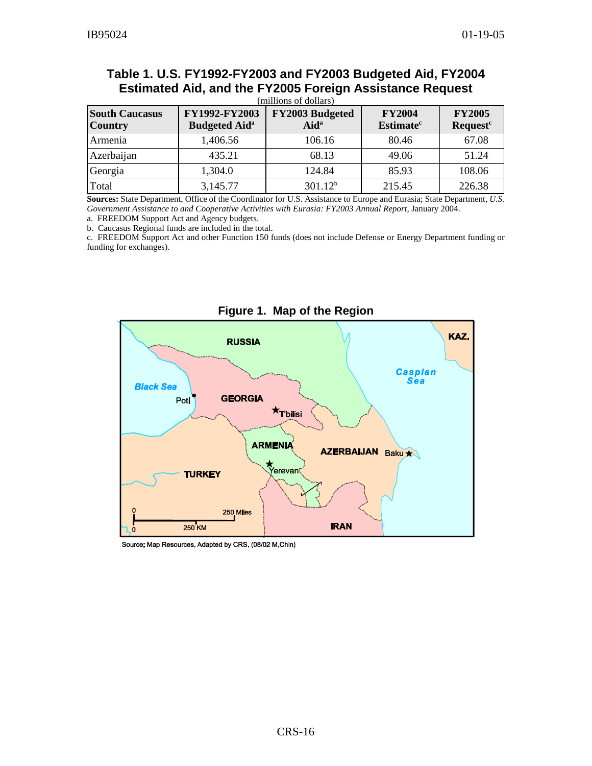## Table 1. U.S. FY1992-FY2003 and FY2003 Budgeted Aid, FY2004 Estimated Aid, and the FY2005 Foreign Assistance Request

(millions of dollars)

| South Caucasus Country | FY1992-FY2003 Budgeted Aid[a] | FY2003 Budgeted Aid[a] | FY2004 Estimate[c] | FY2005 Request[c] |
|---|---|---|---|---|
| Armenia | 1,406.56 | 106.16 | 80.46 | 67.08 |
| Azerbaijan | 435.21 | 68.13 | 49.06 | 51.24 |
| Georgia | 1,304.0 | 124.84 | 85.93 | 108.06 |
| Total | 3,145.77 | 301.12[b] | 215.45 | 226.38 |

**Sources:** State Department, Office of the Coordinator for U.S. Assistance to Europe and Eurasia; State Department, *U.S. Government Assistance to and Cooperative Activities with Eurasia: FY2003 Annual Report*, January 2004.

a. FREEDOM Support Act and Agency budgets.

b. Caucasus Regional funds are included in the total.

c. FREEDOM Support Act and other Function 150 funds (does not include Defense or Energy Department funding or funding for exchanges).

## Figure 1. Map of the Region

RUSSIA

KAZ.

Caspian Sea

Black Sea

Poti

GEORGIA

T'bilisi

ARMENIA

AZERBAIJAN

Baku

Yerevan

TURKEY

IRAN

0 250 Miles

0 250 KM

Source: Map Resources. Adapted by CRS. (08/02 M.Chin)